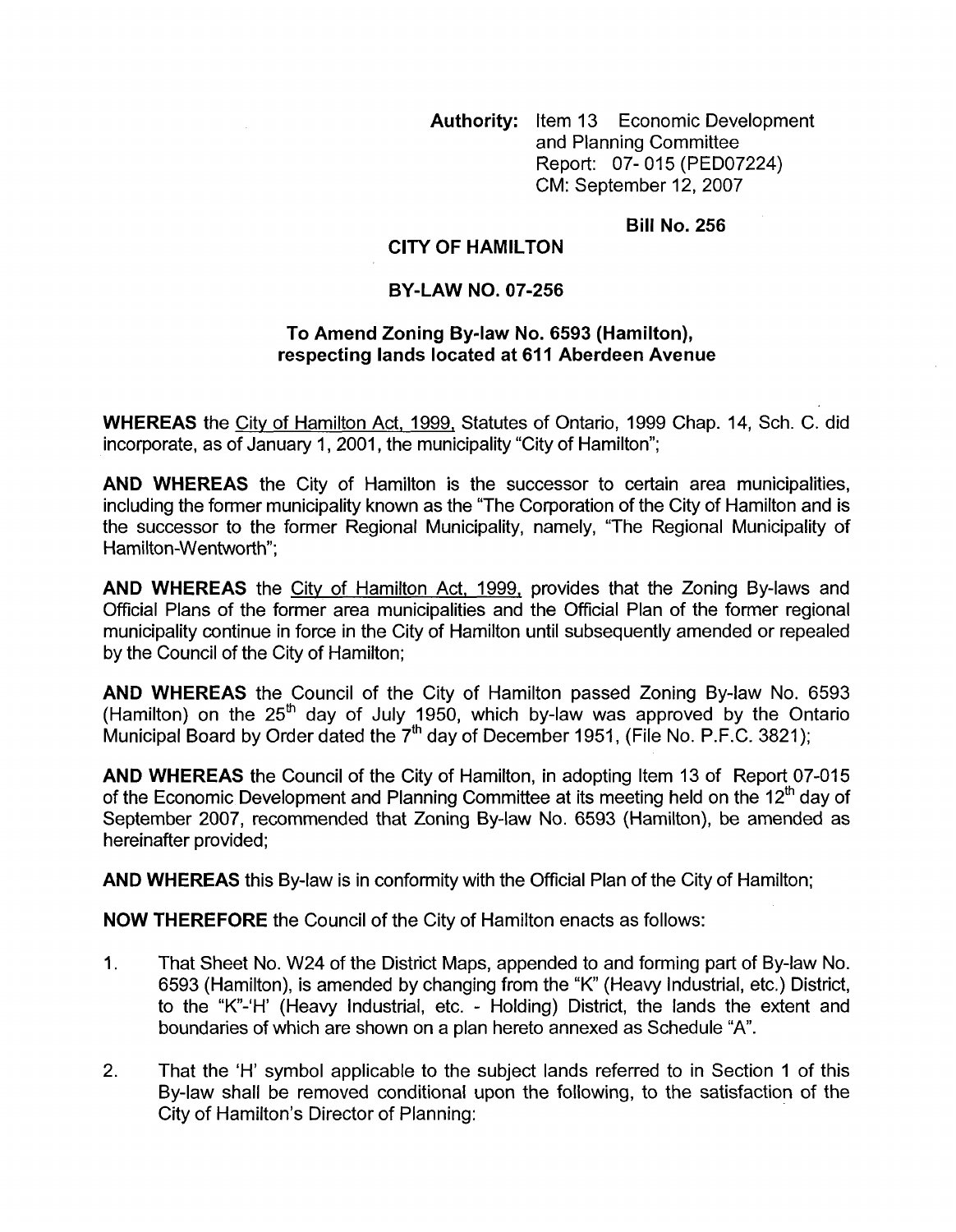**Authority:** Item 13 Economic Development and Planning Committee
Report: 07- 015 (PED07224)
CM: September 12, 2007

**Bill No. 256**

**CITY OF HAMILTON**

**BY-LAW NO. 07-256**

**To Amend Zoning By-law No. 6593 (Hamilton), respecting lands located at 611 Aberdeen Avenue**

**WHEREAS** the City of Hamilton Act, 1999, Statutes of Ontario, 1999 Chap. 14, Sch. C. did incorporate, as of January 1, 2001, the municipality "City of Hamilton";

**AND WHEREAS** the City of Hamilton is the successor to certain area municipalities, including the former municipality known as the "The Corporation of the City of Hamilton and is the successor to the former Regional Municipality, namely, "The Regional Municipality of Hamilton-Wentworth";

**AND WHEREAS** the City of Hamilton Act, 1999, provides that the Zoning By-laws and Official Plans of the former area municipalities and the Official Plan of the former regional municipality continue in force in the City of Hamilton until subsequently amended or repealed by the Council of the City of Hamilton;

**AND WHEREAS** the Council of the City of Hamilton passed Zoning By-law No. 6593 (Hamilton) on the 25th day of July 1950, which by-law was approved by the Ontario Municipal Board by Order dated the 7th day of December 1951, (File No. P.F.C. 3821);

**AND WHEREAS** the Council of the City of Hamilton, in adopting Item 13 of Report 07-015 of the Economic Development and Planning Committee at its meeting held on the 12th day of September 2007, recommended that Zoning By-law No. 6593 (Hamilton), be amended as hereinafter provided;

**AND WHEREAS** this By-law is in conformity with the Official Plan of the City of Hamilton;

**NOW THEREFORE** the Council of the City of Hamilton enacts as follows:

1. That Sheet No. W24 of the District Maps, appended to and forming part of By-law No. 6593 (Hamilton), is amended by changing from the "K" (Heavy Industrial, etc.) District, to the "K"-'H' (Heavy Industrial, etc. - Holding) District, the lands the extent and boundaries of which are shown on a plan hereto annexed as Schedule "A".

2. That the 'H' symbol applicable to the subject lands referred to in Section 1 of this By-law shall be removed conditional upon the following, to the satisfaction of the City of Hamilton's Director of Planning: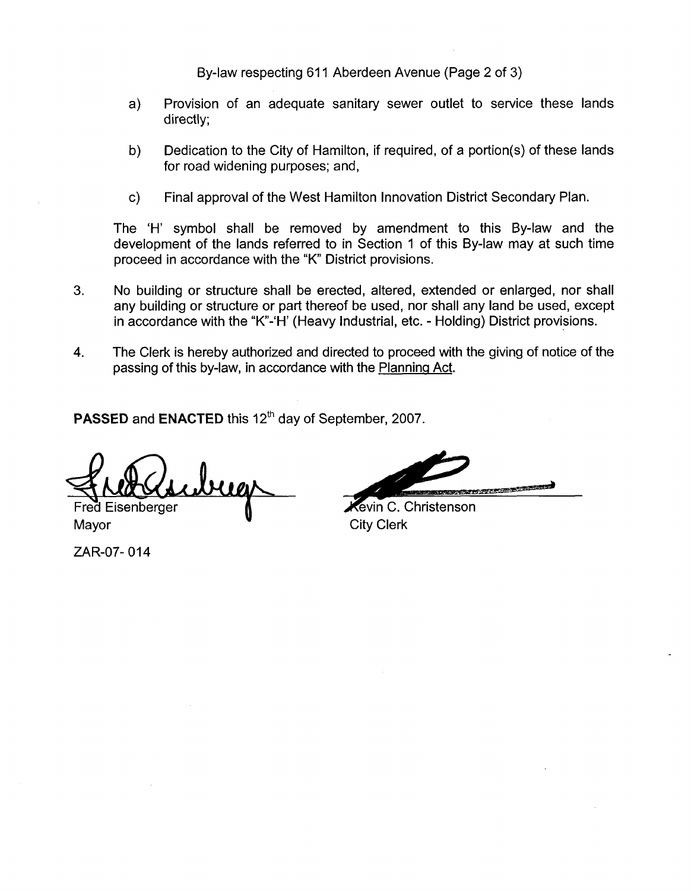a) Provision of an adequate sanitary sewer outlet to service these lands directly;

b) Dedication to the City of Hamilton, if required, of a portion(s) of these lands for road widening purposes; and,

c) Final approval of the West Hamilton Innovation District Secondary Plan.

The 'H' symbol shall be removed by amendment to this By-law and the development of the lands referred to in Section 1 of this By-law may at such time proceed in accordance with the "K" District provisions.

3. No building or structure shall be erected, altered, extended or enlarged, nor shall any building or structure or part thereof be used, nor shall any land be used, except in accordance with the "K"-'H' (Heavy Industrial, etc. - Holding) District provisions.

4. The Clerk is hereby authorized and directed to proceed with the giving of notice of the passing of this by-law, in accordance with the Planning Act.

**PASSED** and **ENACTED** this 12th day of September, 2007.

Fred Eisenberger
Mayor

Kevin C. Christenson
City Clerk

ZAR-07- 014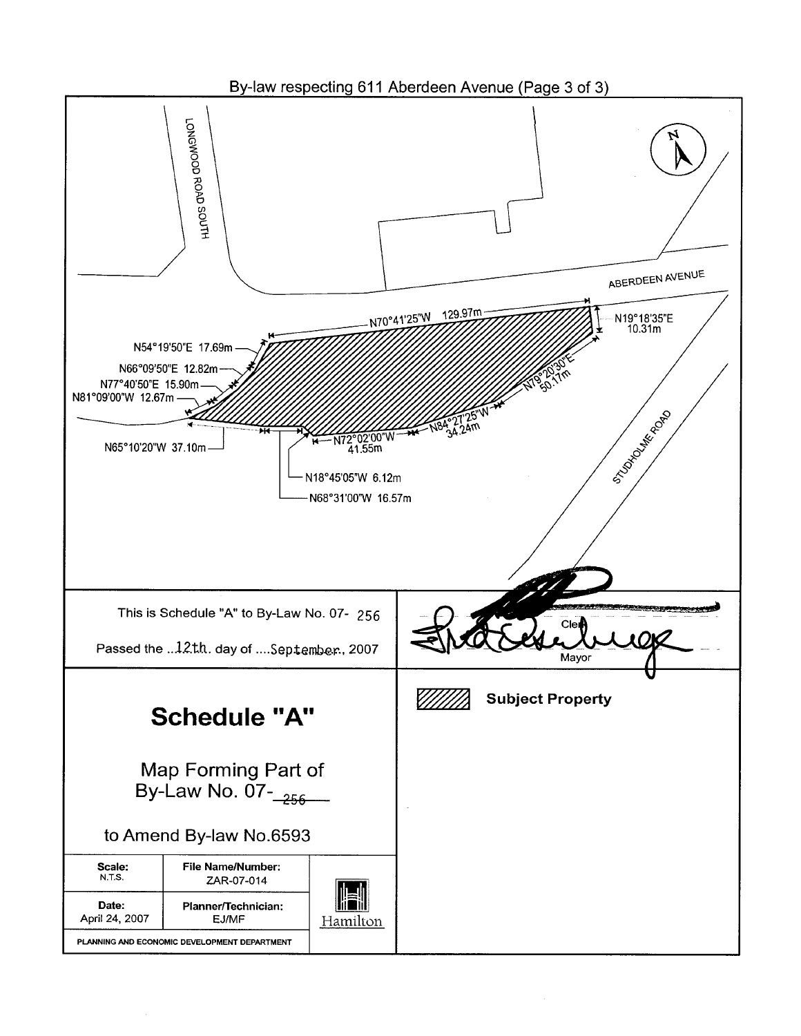By-law respecting 611 Aberdeen Avenue (Page 3 of 3)

LONGWOOD ROAD SOUTH

ABERDEEN AVENUE

STUDHOLME ROAD

N

N70°41'25"W 129.97m

N19°18'35"E 10.31m

N54°19'50"E 17.69m

N66°09'50"E 12.82m

N77°40'50"E 15.90m

N81°09'00"W 12.67m

N79°20'30"E 50.17m

N84°27'25"W 34.24m

N72°02'00"W 41.55m

N65°10'20"W 37.10m

N18°45'05"W 6.12m

N68°31'00"W 16.57m

This is Schedule "A" to By-Law No. 07- 256

Passed the ..12th. day of ....September., 2007

Clerk

Mayor

Subject Property

## Schedule "A"

Map Forming Part of
By-Law No. 07-~~256~~

to Amend By-law No.6593

| | | |
|---|---|---|
| **Scale:** N.T.S. | **File Name/Number:** ZAR-07-014 | Hamilton |
| **Date:** April 24, 2007 | **Planner/Technician:** EJ/MF | |
| **PLANNING AND ECONOMIC DEVELOPMENT DEPARTMENT** | | |